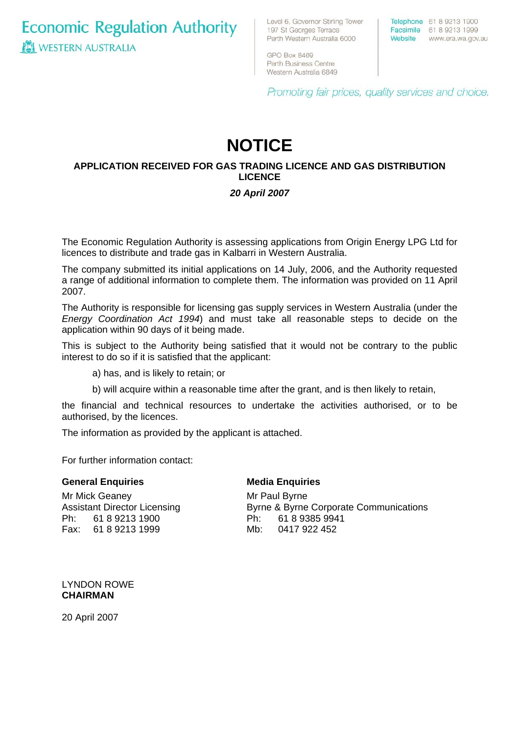Economic Regulation Authority
WESTERN AUSTRALIA

Level 6, Governor Stirling Tower
197 St Georges Terrace
Perth Western Australia 6000

GPO Box 8469
Perth Business Centre
Western Australia 6849

Telephone 61 8 9213 1900
Facsimile 61 8 9213 1999
Website www.era.wa.gov.au

*Promoting fair prices, quality services and choice.*

# NOTICE

## APPLICATION RECEIVED FOR GAS TRADING LICENCE AND GAS DISTRIBUTION LICENCE

***20 April 2007***

The Economic Regulation Authority is assessing applications from Origin Energy LPG Ltd for licences to distribute and trade gas in Kalbarri in Western Australia.

The company submitted its initial applications on 14 July, 2006, and the Authority requested a range of additional information to complete them. The information was provided on 11 April 2007.

The Authority is responsible for licensing gas supply services in Western Australia (under the *Energy Coordination Act 1994*) and must take all reasonable steps to decide on the application within 90 days of it being made.

This is subject to the Authority being satisfied that it would not be contrary to the public interest to do so if it is satisfied that the applicant:

a) has, and is likely to retain; or

b) will acquire within a reasonable time after the grant, and is then likely to retain,

the financial and technical resources to undertake the activities authorised, or to be authorised, by the licences.

The information as provided by the applicant is attached.

For further information contact:

**General Enquiries**

Mr Mick Geaney
Assistant Director Licensing
Ph: 61 8 9213 1900
Fax: 61 8 9213 1999

**Media Enquiries**

Mr Paul Byrne
Byrne & Byrne Corporate Communications
Ph: 61 8 9385 9941
Mb: 0417 922 452

LYNDON ROWE
**CHAIRMAN**

20 April 2007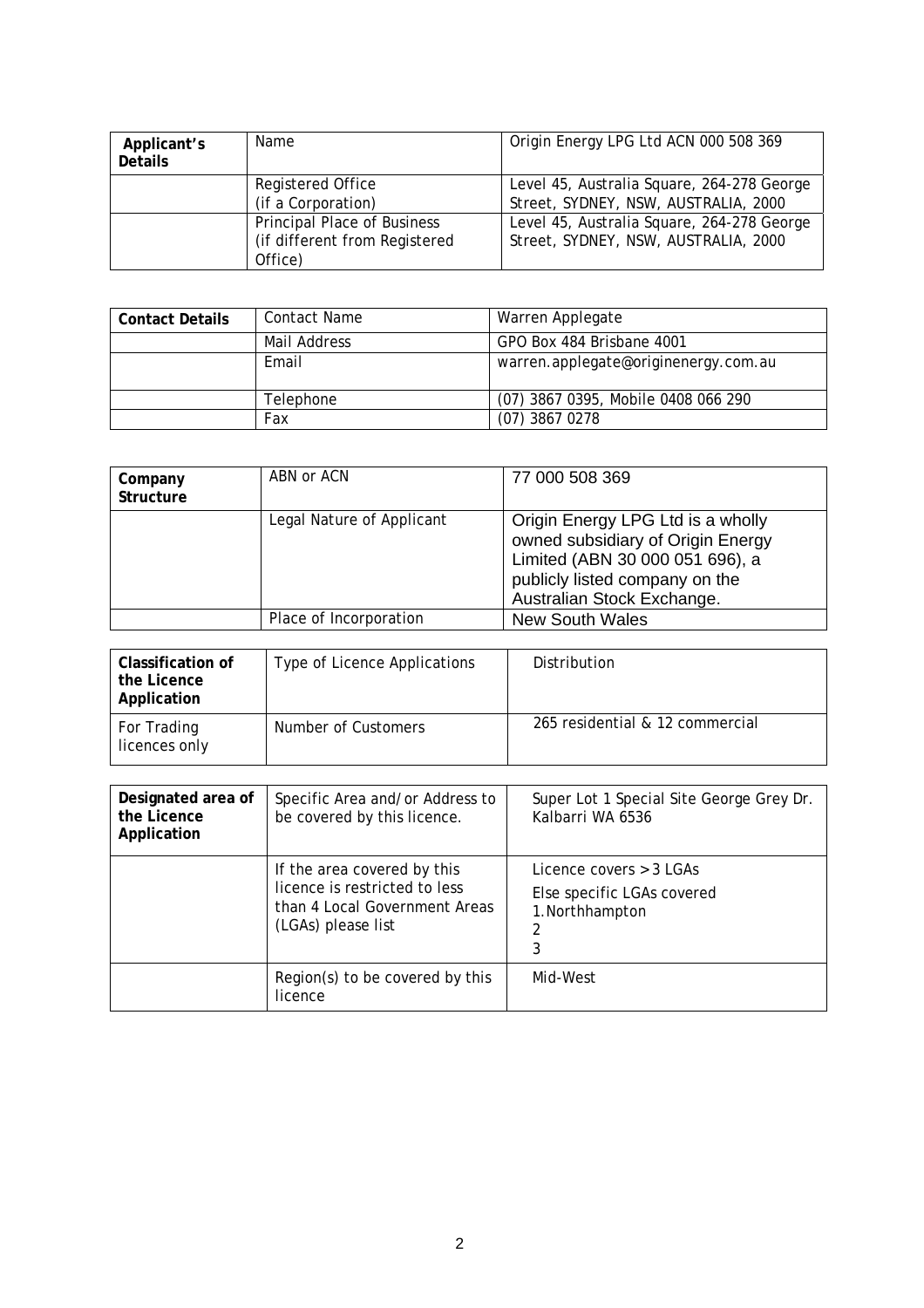| Applicant's Details | Name | Origin Energy LPG Ltd ACN 000 508 369 |
|---|---|---|
| | Registered Office (if a Corporation) | Level 45, Australia Square, 264-278 George Street, SYDNEY, NSW, AUSTRALIA, 2000 |
| | Principal Place of Business (if different from Registered Office) | Level 45, Australia Square, 264-278 George Street, SYDNEY, NSW, AUSTRALIA, 2000 |

| Contact Details | Contact Name | Warren Applegate |
|---|---|---|
| | Mail Address | GPO Box 484 Brisbane 4001 |
| | Email | warren.applegate@originenergy.com.au |
| | Telephone | (07) 3867 0395, Mobile 0408 066 290 |
| | Fax | (07) 3867 0278 |

| Company Structure | ABN or ACN | 77 000 508 369 |
|---|---|---|
| | Legal Nature of Applicant | Origin Energy LPG Ltd is a wholly owned subsidiary of Origin Energy Limited (ABN 30 000 051 696), a publicly listed company on the Australian Stock Exchange. |
| | Place of Incorporation | New South Wales |

| Classification of the Licence Application | Type of Licence Applications | Distribution |
|---|---|---|
| For Trading licences only | Number of Customers | 265 residential & 12 commercial |

| Designated area of the Licence Application | Specific Area and/or Address to be covered by this licence. | Super Lot 1 Special Site George Grey Dr. Kalbarri WA 6536 |
|---|---|---|
| | If the area covered by this licence is restricted to less than 4 Local Government Areas (LGAs) please list | Licence covers > 3 LGAs<br>Else specific LGAs covered<br>1. Northhampton<br>2<br>3 |
| | Region(s) to be covered by this licence | Mid-West |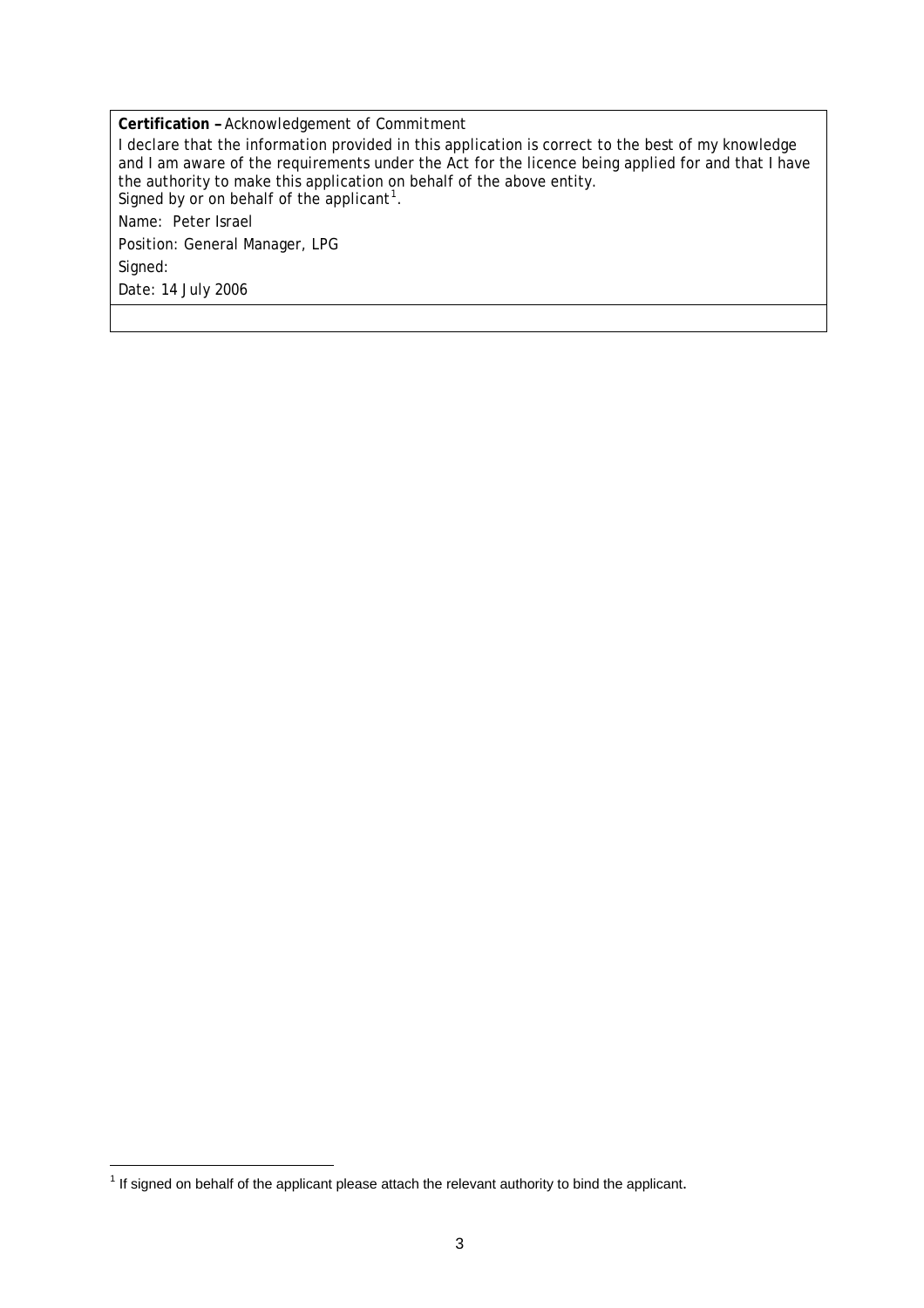**Certification –** Acknowledgement of Commitment

I declare that the information provided in this application is correct to the best of my knowledge and I am aware of the requirements under the Act for the licence being applied for and that I have the authority to make this application on behalf of the above entity.
Signed by or on behalf of the applicant[1].

Name: Peter Israel

Position: General Manager, LPG

Signed:

Date: 14 July 2006

---

[1] If signed on behalf of the applicant please attach the relevant authority to bind the applicant.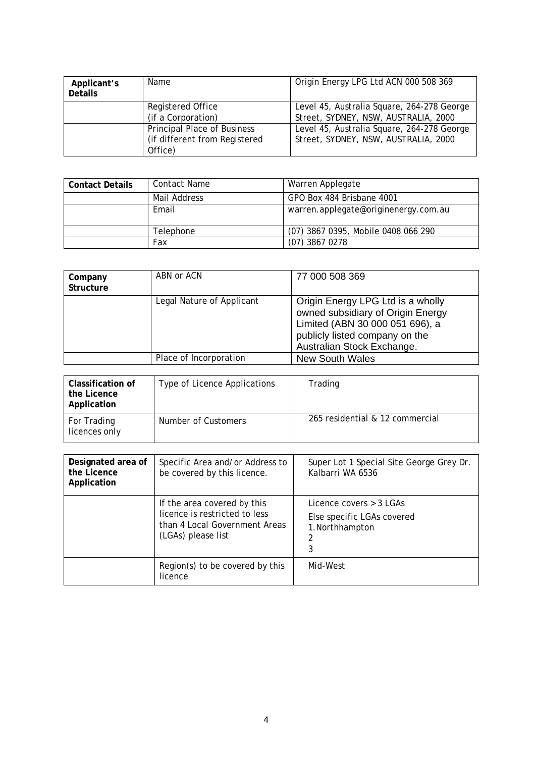| Applicant's Details | Name | Origin Energy LPG Ltd ACN 000 508 369 |
|---|---|---|
| | Registered Office (if a Corporation) | Level 45, Australia Square, 264-278 George Street, SYDNEY, NSW, AUSTRALIA, 2000 |
| | Principal Place of Business (if different from Registered Office) | Level 45, Australia Square, 264-278 George Street, SYDNEY, NSW, AUSTRALIA, 2000 |

| Contact Details | Contact Name | Warren Applegate |
|---|---|---|
| | Mail Address | GPO Box 484 Brisbane 4001 |
| | Email | warren.applegate@originenergy.com.au |
| | Telephone | (07) 3867 0395, Mobile 0408 066 290 |
| | Fax | (07) 3867 0278 |

| Company Structure | ABN or ACN | 77 000 508 369 |
|---|---|---|
| | Legal Nature of Applicant | Origin Energy LPG Ltd is a wholly owned subsidiary of Origin Energy Limited (ABN 30 000 051 696), a publicly listed company on the Australian Stock Exchange. |
| | Place of Incorporation | New South Wales |

| Classification of the Licence Application | Type of Licence Applications | Trading |
|---|---|---|
| For Trading licences only | Number of Customers | 265 residential & 12 commercial |

| Designated area of the Licence Application | Specific Area and/or Address to be covered by this licence. | Super Lot 1 Special Site George Grey Dr. Kalbarri WA 6536 |
|---|---|---|
| | If the area covered by this licence is restricted to less than 4 Local Government Areas (LGAs) please list | Licence covers > 3 LGAs<br>Else specific LGAs covered<br>1. Northhampton<br>2<br>3 |
| | Region(s) to be covered by this licence | Mid-West |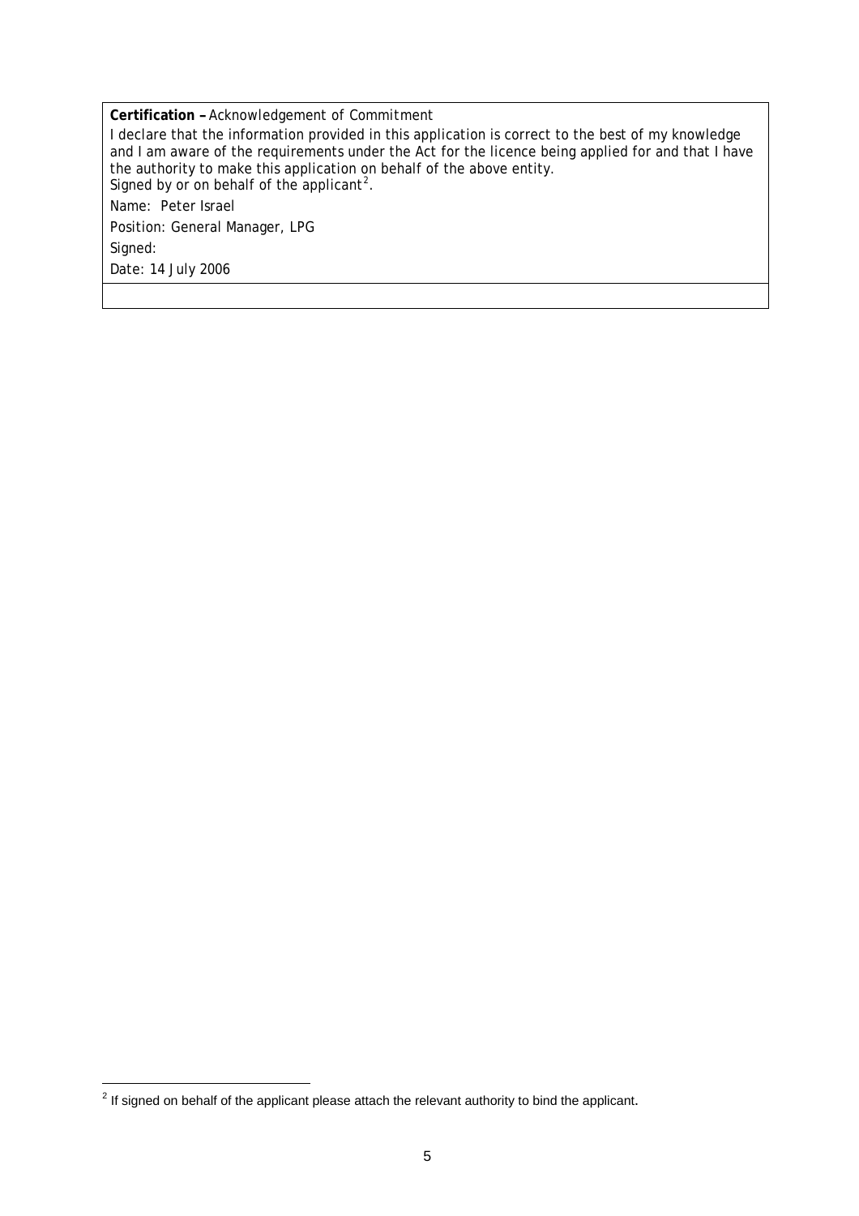**Certification –** *Acknowledgement of Commitment*

I declare that the information provided in this application is correct to the best of my knowledge and I am aware of the requirements under the Act for the licence being applied for and that I have the authority to make this application on behalf of the above entity.

Signed by or on behalf of the applicant[2].

Name: Peter Israel

Position: General Manager, LPG

Signed:

Date: 14 July 2006

---

[2] If signed on behalf of the applicant please attach the relevant authority to bind the applicant.